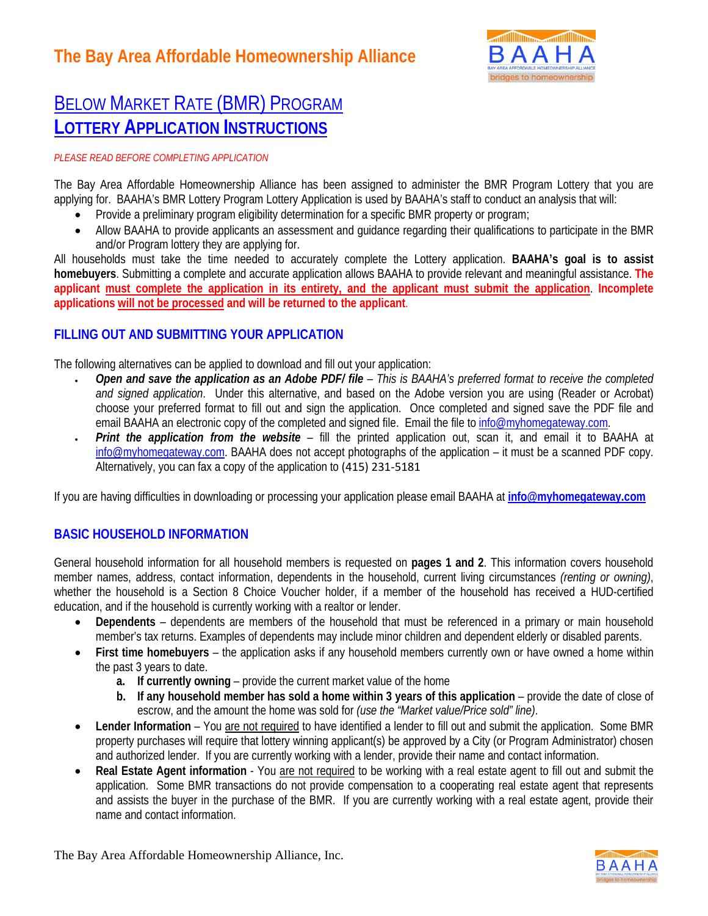# The Bay Area Affordable Homeownership Alliance

## BELOW MARKET RATE (BMR) PROGRAM
## LOTTERY APPLICATION INSTRUCTIONS

*PLEASE READ BEFORE COMPLETING APPLICATION*

The Bay Area Affordable Homeownership Alliance has been assigned to administer the BMR Program Lottery that you are applying for. BAAHA's BMR Lottery Program Lottery Application is used by BAAHA's staff to conduct an analysis that will:

- Provide a preliminary program eligibility determination for a specific BMR property or program;
- Allow BAAHA to provide applicants an assessment and guidance regarding their qualifications to participate in the BMR and/or Program lottery they are applying for.

All households must take the time needed to accurately complete the Lottery application. **BAAHA's goal is to assist homebuyers**. Submitting a complete and accurate application allows BAAHA to provide relevant and meaningful assistance. **The applicant must complete the application in its entirety, and the applicant must submit the application**. **Incomplete applications will not be processed and will be returned to the applicant**.

### FILLING OUT AND SUBMITTING YOUR APPLICATION

The following alternatives can be applied to download and fill out your application:

- ***Open and save the application as an Adobe PDF/ file*** *– This is BAAHA's preferred format to receive the completed and signed application*. Under this alternative, and based on the Adobe version you are using (Reader or Acrobat) choose your preferred format to fill out and sign the application. Once completed and signed save the PDF file and email BAAHA an electronic copy of the completed and signed file. Email the file to info@myhomegateway.com.
- ***Print the application from the website*** – fill the printed application out, scan it, and email it to BAAHA at info@myhomegateway.com. BAAHA does not accept photographs of the application – it must be a scanned PDF copy. Alternatively, you can fax a copy of the application to (415) 231-5181

If you are having difficulties in downloading or processing your application please email BAAHA at **info@myhomegateway.com**

### BASIC HOUSEHOLD INFORMATION

General household information for all household members is requested on **pages 1 and 2**. This information covers household member names, address, contact information, dependents in the household, current living circumstances *(renting or owning)*, whether the household is a Section 8 Choice Voucher holder, if a member of the household has received a HUD-certified education, and if the household is currently working with a realtor or lender.

- **Dependents** – dependents are members of the household that must be referenced in a primary or main household member's tax returns. Examples of dependents may include minor children and dependent elderly or disabled parents.
- **First time homebuyers** – the application asks if any household members currently own or have owned a home within the past 3 years to date.
  - **a. If currently owning** – provide the current market value of the home
  - **b. If any household member has sold a home within 3 years of this application** – provide the date of close of escrow, and the amount the home was sold for *(use the "Market value/Price sold" line)*.
- **Lender Information** – You are not required to have identified a lender to fill out and submit the application. Some BMR property purchases will require that lottery winning applicant(s) be approved by a City (or Program Administrator) chosen and authorized lender. If you are currently working with a lender, provide their name and contact information.
- **Real Estate Agent information** - You are not required to be working with a real estate agent to fill out and submit the application. Some BMR transactions do not provide compensation to a cooperating real estate agent that represents and assists the buyer in the purchase of the BMR. If you are currently working with a real estate agent, provide their name and contact information.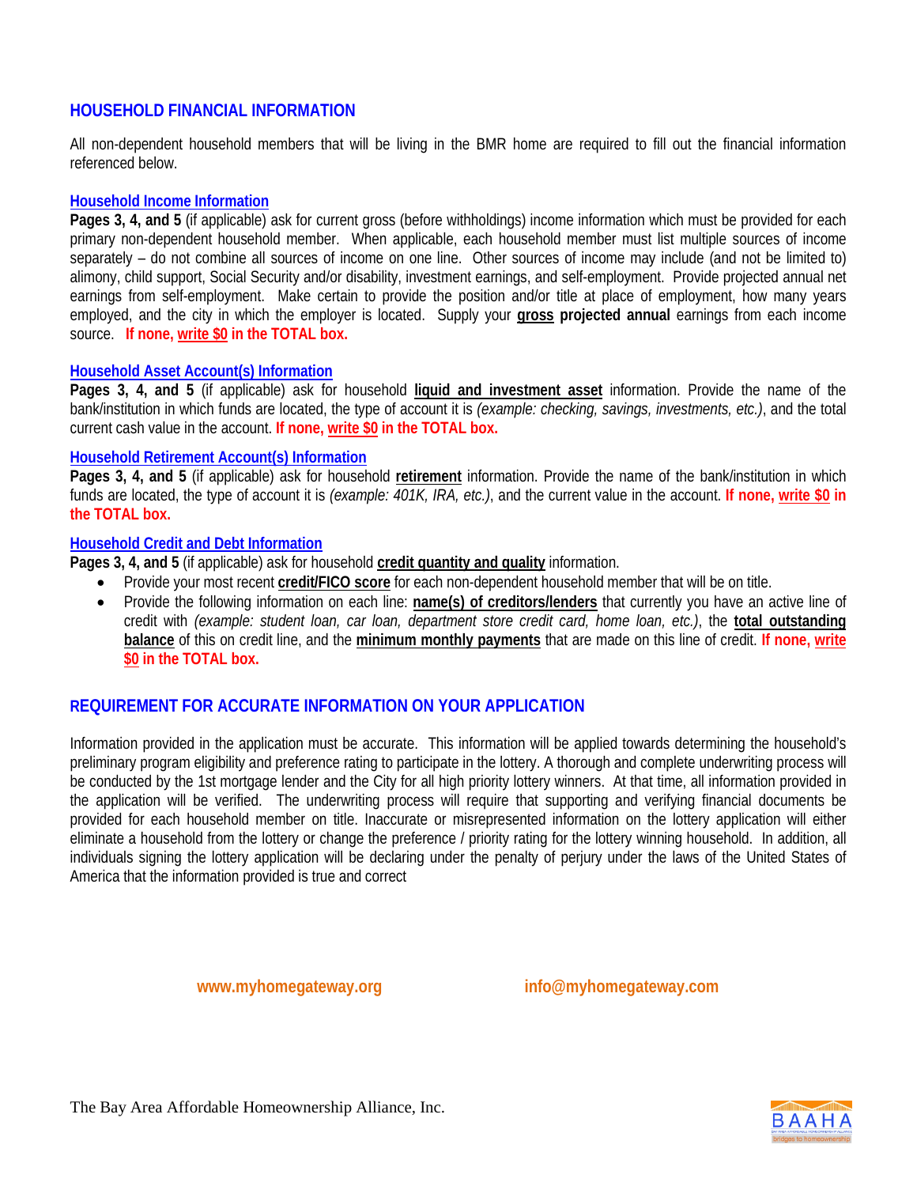## HOUSEHOLD FINANCIAL INFORMATION

All non-dependent household members that will be living in the BMR home are required to fill out the financial information referenced below.

### Household Income Information

**Pages 3, 4, and 5** (if applicable) ask for current gross (before withholdings) income information which must be provided for each primary non-dependent household member. When applicable, each household member must list multiple sources of income separately – do not combine all sources of income on one line. Other sources of income may include (and not be limited to) alimony, child support, Social Security and/or disability, investment earnings, and self-employment. Provide projected annual net earnings from self-employment. Make certain to provide the position and/or title at place of employment, how many years employed, and the city in which the employer is located. Supply your **gross projected annual** earnings from each income source. **If none, write $0 in the TOTAL box.**

### Household Asset Account(s) Information

**Pages 3, 4, and 5** (if applicable) ask for household **liquid and investment asset** information. Provide the name of the bank/institution in which funds are located, the type of account it is *(example: checking, savings, investments, etc.)*, and the total current cash value in the account. **If none, write $0 in the TOTAL box.**

### Household Retirement Account(s) Information

**Pages 3, 4, and 5** (if applicable) ask for household **retirement** information. Provide the name of the bank/institution in which funds are located, the type of account it is *(example: 401K, IRA, etc.)*, and the current value in the account. **If none, write $0 in the TOTAL box.**

### Household Credit and Debt Information

**Pages 3, 4, and 5** (if applicable) ask for household **credit quantity and quality** information.

- Provide your most recent **credit/FICO score** for each non-dependent household member that will be on title.
- Provide the following information on each line: **name(s) of creditors/lenders** that currently you have an active line of credit with *(example: student loan, car loan, department store credit card, home loan, etc.)*, the **total outstanding balance** of this on credit line, and the **minimum monthly payments** that are made on this line of credit. **If none, write $0 in the TOTAL box.**

## REQUIREMENT FOR ACCURATE INFORMATION ON YOUR APPLICATION

Information provided in the application must be accurate. This information will be applied towards determining the household's preliminary program eligibility and preference rating to participate in the lottery. A thorough and complete underwriting process will be conducted by the 1st mortgage lender and the City for all high priority lottery winners. At that time, all information provided in the application will be verified. The underwriting process will require that supporting and verifying financial documents be provided for each household member on title. Inaccurate or misrepresented information on the lottery application will either eliminate a household from the lottery or change the preference / priority rating for the lottery winning household. In addition, all individuals signing the lottery application will be declaring under the penalty of perjury under the laws of the United States of America that the information provided is true and correct

**www.myhomegateway.org** **info@myhomegateway.com**

The Bay Area Affordable Homeownership Alliance, Inc.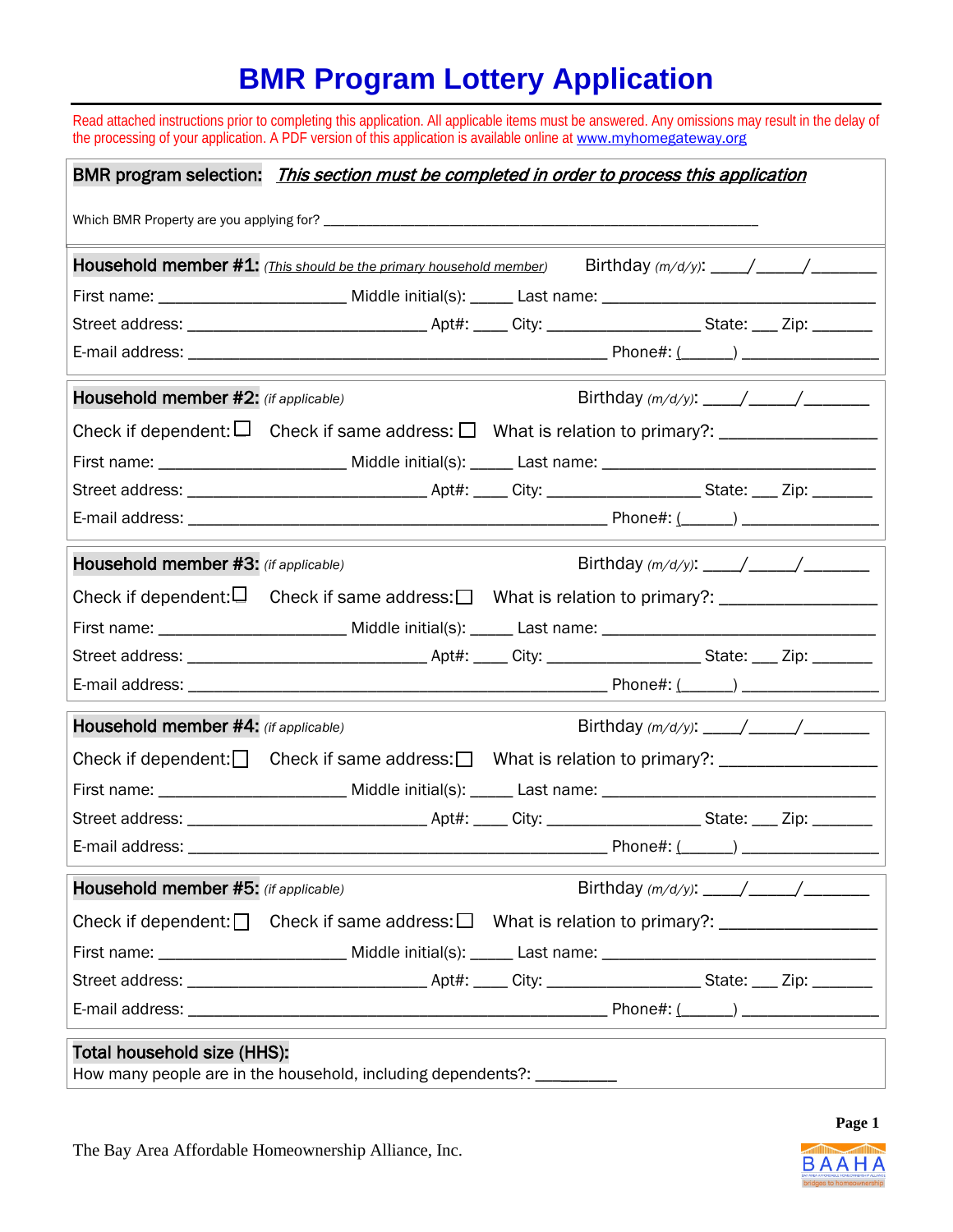# BMR Program Lottery Application

Read attached instructions prior to completing this application. All applicable items must be answered. Any omissions may result in the delay of the processing of your application. A PDF version of this application is available online at [www.myhomegateway.org](http://www.myhomegateway.org)

**BMR program selection:** ***This section must be completed in order to process this application***

Which BMR Property are you applying for? ______________________________________________________________

**Household member #1:** *(This should be the primary household member)* Birthday *(m/d/y)*: ____/_____/_______

First name: _____________________ Middle initial(s): _____ Last name: ______________________________

Street address: ___________________________ Apt#: ____ City: _________________ State: ___ Zip: _______

E-mail address: _______________________________________________ Phone#: (______) _______________

**Household member #2:** *(if applicable)* Birthday *(m/d/y)*: ____/_____/_______

Check if dependent: ☐ Check if same address: ☐ What is relation to primary?: ________________

First name: _____________________ Middle initial(s): _____ Last name: ______________________________

Street address: ___________________________ Apt#: ____ City: _________________ State: ___ Zip: _______

E-mail address: _______________________________________________ Phone#: (______) _______________

**Household member #3:** *(if applicable)* Birthday *(m/d/y)*: ____/_____/_______

Check if dependent: ☐ Check if same address: ☐ What is relation to primary?: ________________

First name: _____________________ Middle initial(s): _____ Last name: ______________________________

Street address: ___________________________ Apt#: ____ City: _________________ State: ___ Zip: _______

E-mail address: _______________________________________________ Phone#: (______) _______________

**Household member #4:** *(if applicable)* Birthday *(m/d/y)*: ____/_____/_______

Check if dependent: ☐ Check if same address: ☐ What is relation to primary?: ________________

First name: _____________________ Middle initial(s): _____ Last name: ______________________________

Street address: ___________________________ Apt#: ____ City: _________________ State: ___ Zip: _______

E-mail address: _______________________________________________ Phone#: (______) _______________

**Household member #5:** *(if applicable)* Birthday *(m/d/y)*: ____/_____/_______

Check if dependent: ☐ Check if same address: ☐ What is relation to primary?: ________________

First name: _____________________ Middle initial(s): _____ Last name: ______________________________

Street address: ___________________________ Apt#: ____ City: _________________ State: ___ Zip: _______

E-mail address: _______________________________________________ Phone#: (______) _______________

**Total household size (HHS):**

How many people are in the household, including dependents?: _________

The Bay Area Affordable Homeownership Alliance, Inc.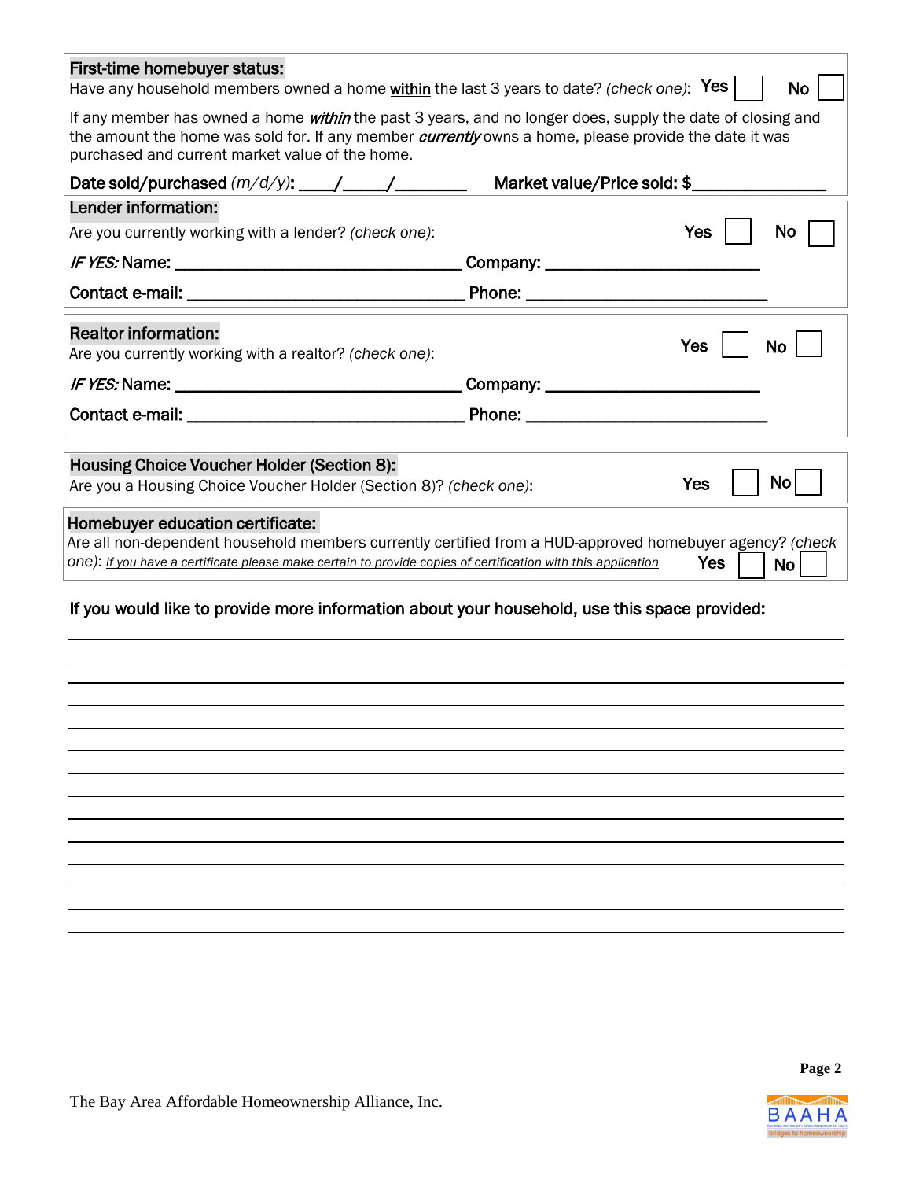**First-time homebuyer status:**

Have any household members owned a home __within__ the last 3 years to date? *(check one)*: **Yes** ☐ **No** ☐

If any member has owned a home ***within*** the past 3 years, and no longer does, supply the date of closing and the amount the home was sold for. If any member ***currently*** owns a home, please provide the date it was purchased and current market value of the home.

**Date sold/purchased** *(m/d/y)*: ____/_____/________ **Market value/Price sold: $**______________

**Lender information:**

Are you currently working with a lender? *(check one)*: **Yes** ☐ **No** ☐

***IF YES:*** **Name:** ______________________________ **Company:** ______________________

**Contact e-mail:** ______________________________ **Phone:** __________________________

**Realtor information:**

Are you currently working with a realtor? *(check one)*: **Yes** ☐ **No** ☐

***IF YES:*** **Name:** ______________________________ **Company:** ______________________

**Contact e-mail:** ______________________________ **Phone:** __________________________

**Housing Choice Voucher Holder (Section 8):**

Are you a Housing Choice Voucher Holder (Section 8)? *(check one)*: **Yes** ☐ **No** ☐

**Homebuyer education certificate:**

Are all non-dependent household members currently certified from a HUD-approved homebuyer agency? *(check one)*: *If you have a certificate please make certain to provide copies of certification with this application* **Yes** ☐ **No** ☐

**If you would like to provide more information about your household, use this space provided:**

______________________________________________________________________________

______________________________________________________________________________

______________________________________________________________________________

______________________________________________________________________________

______________________________________________________________________________

______________________________________________________________________________

______________________________________________________________________________

______________________________________________________________________________

______________________________________________________________________________

______________________________________________________________________________

______________________________________________________________________________

______________________________________________________________________________

______________________________________________________________________________

The Bay Area Affordable Homeownership Alliance, Inc.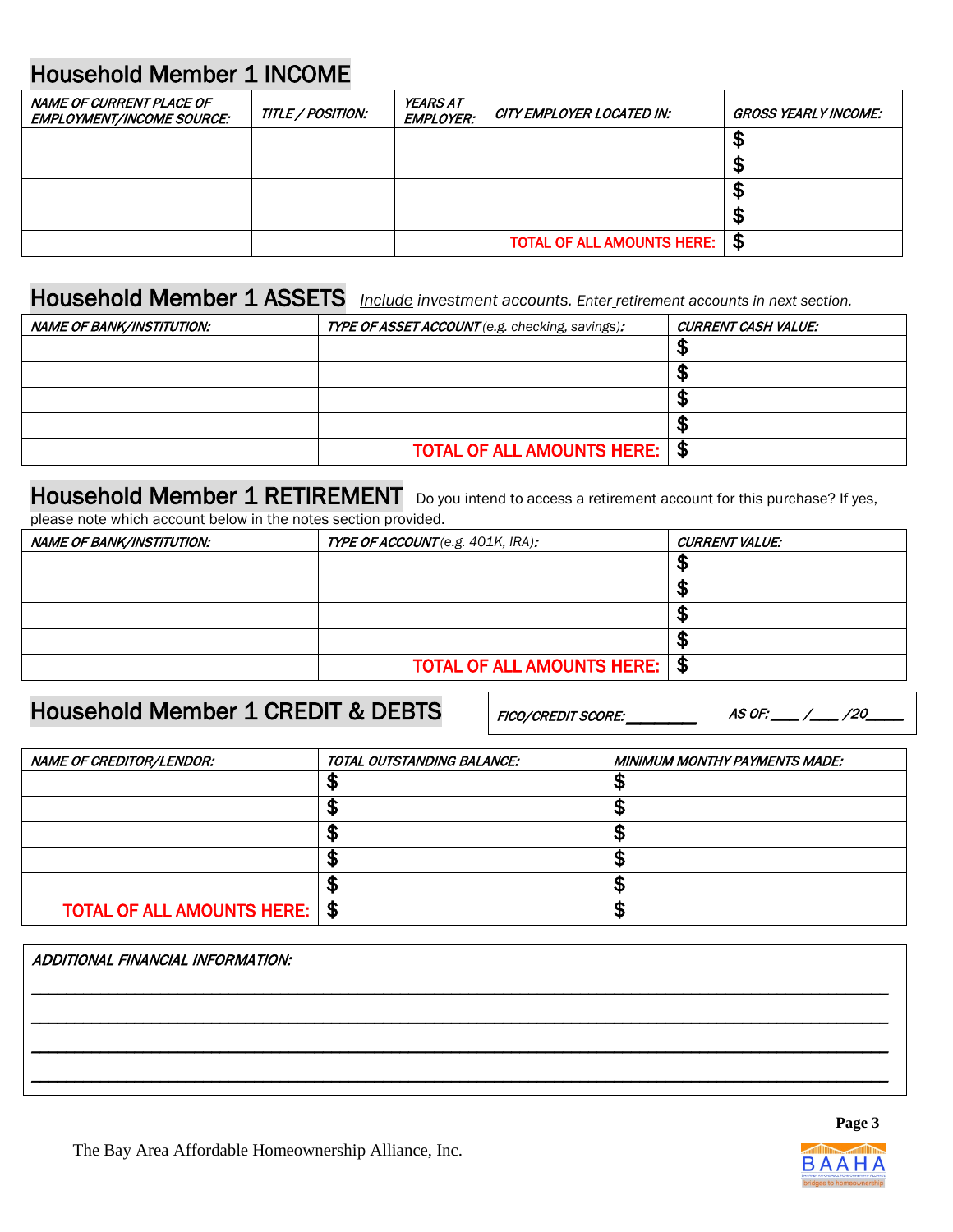## Household Member 1 INCOME

| *NAME OF CURRENT PLACE OF EMPLOYMENT/INCOME SOURCE:* | *TITLE / POSITION:* | *YEARS AT EMPLOYER:* | *CITY EMPLOYER LOCATED IN:* | *GROSS YEARLY INCOME:* |
|---|---|---|---|---|
| | | | | $ |
| | | | | $ |
| | | | | $ |
| | | | | $ |
| | | | TOTAL OF ALL AMOUNTS HERE: | $ |

## Household Member 1 ASSETS

*Include investment accounts. Enter retirement accounts in next section.*

| *NAME OF BANK/INSTITUTION:* | *TYPE OF ASSET ACCOUNT (e.g. checking, savings):* | *CURRENT CASH VALUE:* |
|---|---|---|
| | | $ |
| | | $ |
| | | $ |
| | | $ |
| | TOTAL OF ALL AMOUNTS HERE: | $ |

## Household Member 1 RETIREMENT

Do you intend to access a retirement account for this purchase? If yes, please note which account below in the notes section provided.

| *NAME OF BANK/INSTITUTION:* | *TYPE OF ACCOUNT (e.g. 401K, IRA):* | *CURRENT VALUE:* |
|---|---|---|
| | | $ |
| | | $ |
| | | $ |
| | | $ |
| | TOTAL OF ALL AMOUNTS HERE: | $ |

## Household Member 1 CREDIT & DEBTS

*FICO/CREDIT SCORE:* ________ *AS OF:* ___ /___ /20____

| *NAME OF CREDITOR/LENDOR:* | *TOTAL OUTSTANDING BALANCE:* | *MINIMUM MONTHY PAYMENTS MADE:* |
|---|---|---|
| | $ | $ |
| | $ | $ |
| | $ | $ |
| | $ | $ |
| | $ | $ |
| TOTAL OF ALL AMOUNTS HERE: | $ | $ |

*ADDITIONAL FINANCIAL INFORMATION:*

_______________________________________________________________________________

_______________________________________________________________________________

_______________________________________________________________________________

_______________________________________________________________________________

The Bay Area Affordable Homeownership Alliance, Inc.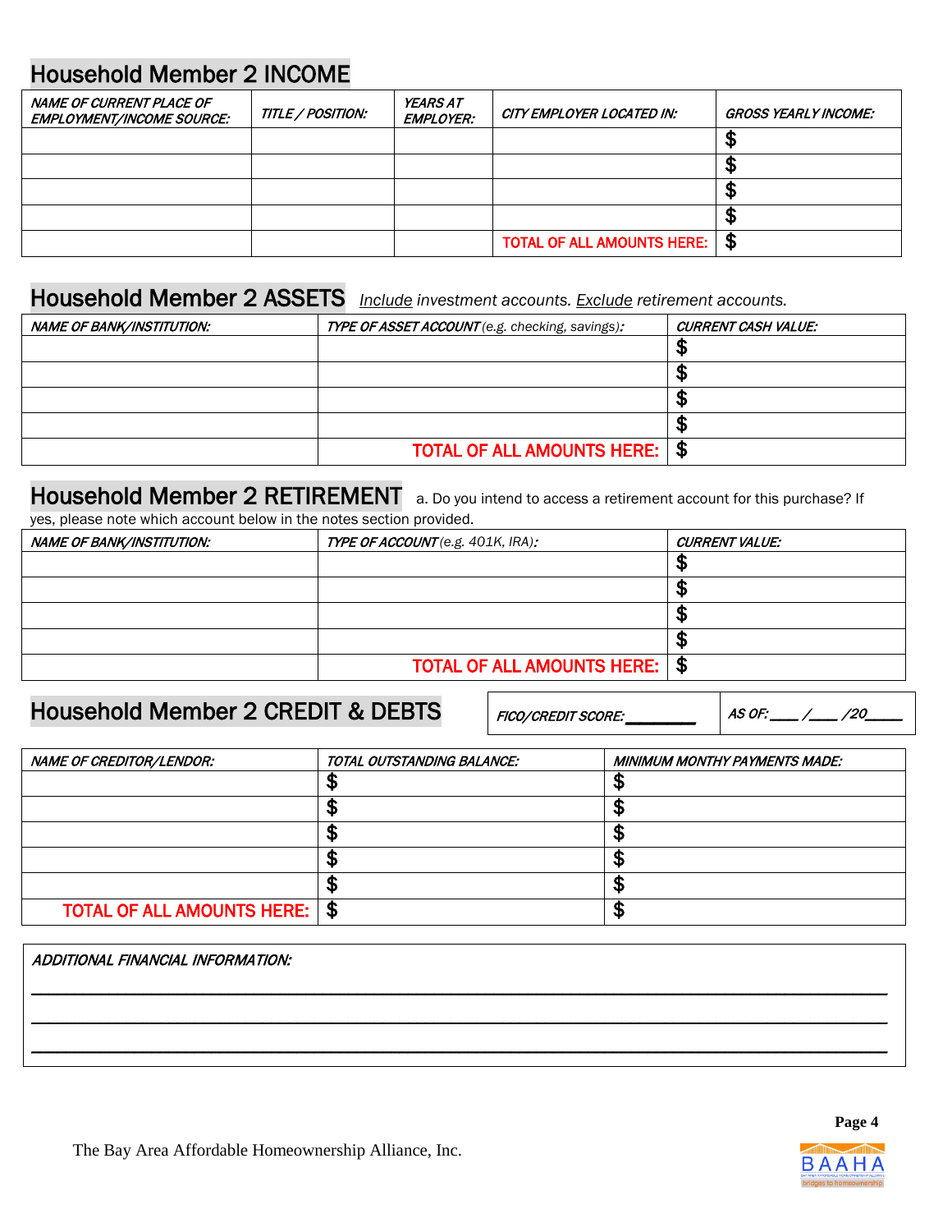## Household Member 2 INCOME

| *NAME OF CURRENT PLACE OF EMPLOYMENT/INCOME SOURCE:* | *TITLE / POSITION:* | *YEARS AT EMPLOYER:* | *CITY EMPLOYER LOCATED IN:* | *GROSS YEARLY INCOME:* |
|---|---|---|---|---|
| | | | | $ |
| | | | | $ |
| | | | | $ |
| | | | | $ |
| | | | TOTAL OF ALL AMOUNTS HERE: | $ |

## Household Member 2 ASSETS

*Include investment accounts. Exclude retirement accounts.*

| *NAME OF BANK/INSTITUTION:* | *TYPE OF ASSET ACCOUNT (e.g. checking, savings):* | *CURRENT CASH VALUE:* |
|---|---|---|
| | | $ |
| | | $ |
| | | $ |
| | | $ |
| | TOTAL OF ALL AMOUNTS HERE: | $ |

## Household Member 2 RETIREMENT

a. Do you intend to access a retirement account for this purchase? If yes, please note which account below in the notes section provided.

| *NAME OF BANK/INSTITUTION:* | *TYPE OF ACCOUNT (e.g. 401K, IRA):* | *CURRENT VALUE:* |
|---|---|---|
| | | $ |
| | | $ |
| | | $ |
| | | $ |
| | TOTAL OF ALL AMOUNTS HERE: | $ |

## Household Member 2 CREDIT & DEBTS

*FICO/CREDIT SCORE:* ________ *AS OF:* ____ /____ /20____

| *NAME OF CREDITOR/LENDOR:* | *TOTAL OUTSTANDING BALANCE:* | *MINIMUM MONTHY PAYMENTS MADE:* |
|---|---|---|
| | $ | $ |
| | $ | $ |
| | $ | $ |
| | $ | $ |
| | $ | $ |
| TOTAL OF ALL AMOUNTS HERE: | $ | $ |

*ADDITIONAL FINANCIAL INFORMATION:*

________________________________________________________________________________

________________________________________________________________________________

________________________________________________________________________________

The Bay Area Affordable Homeownership Alliance, Inc.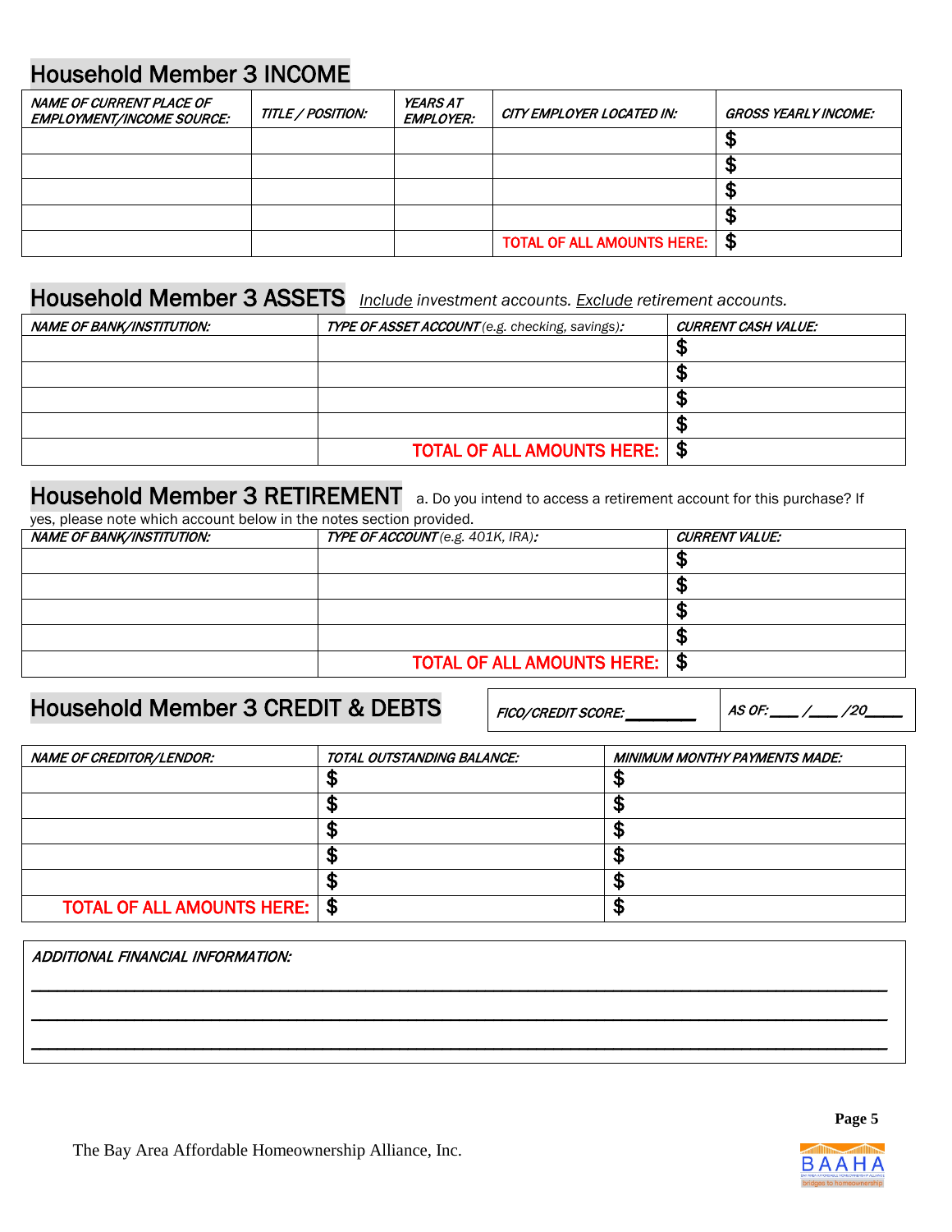## Household Member 3 INCOME

| *NAME OF CURRENT PLACE OF EMPLOYMENT/INCOME SOURCE:* | *TITLE / POSITION:* | *YEARS AT EMPLOYER:* | *CITY EMPLOYER LOCATED IN:* | *GROSS YEARLY INCOME:* |
|---|---|---|---|---|
| | | | | $ |
| | | | | $ |
| | | | | $ |
| | | | | $ |
| | | | TOTAL OF ALL AMOUNTS HERE: | $ |

## Household Member 3 ASSETS

*Include investment accounts. Exclude retirement accounts.*

| *NAME OF BANK/INSTITUTION:* | *TYPE OF ASSET ACCOUNT (e.g. checking, savings):* | *CURRENT CASH VALUE:* |
|---|---|---|
| | | $ |
| | | $ |
| | | $ |
| | | $ |
| | TOTAL OF ALL AMOUNTS HERE: | $ |

## Household Member 3 RETIREMENT

a. Do you intend to access a retirement account for this purchase? If yes, please note which account below in the notes section provided.

| *NAME OF BANK/INSTITUTION:* | *TYPE OF ACCOUNT (e.g. 401K, IRA):* | *CURRENT VALUE:* |
|---|---|---|
| | | $ |
| | | $ |
| | | $ |
| | | $ |
| | TOTAL OF ALL AMOUNTS HERE: | $ |

## Household Member 3 CREDIT & DEBTS

*FICO/CREDIT SCORE:* ________ *AS OF:* ____ /____ /20____

| *NAME OF CREDITOR/LENDOR:* | *TOTAL OUTSTANDING BALANCE:* | *MINIMUM MONTHY PAYMENTS MADE:* |
|---|---|---|
| | $ | $ |
| | $ | $ |
| | $ | $ |
| | $ | $ |
| | $ | $ |
| TOTAL OF ALL AMOUNTS HERE: | $ | $ |

*ADDITIONAL FINANCIAL INFORMATION:*

______________________________________________________________________________

______________________________________________________________________________

______________________________________________________________________________

The Bay Area Affordable Homeownership Alliance, Inc.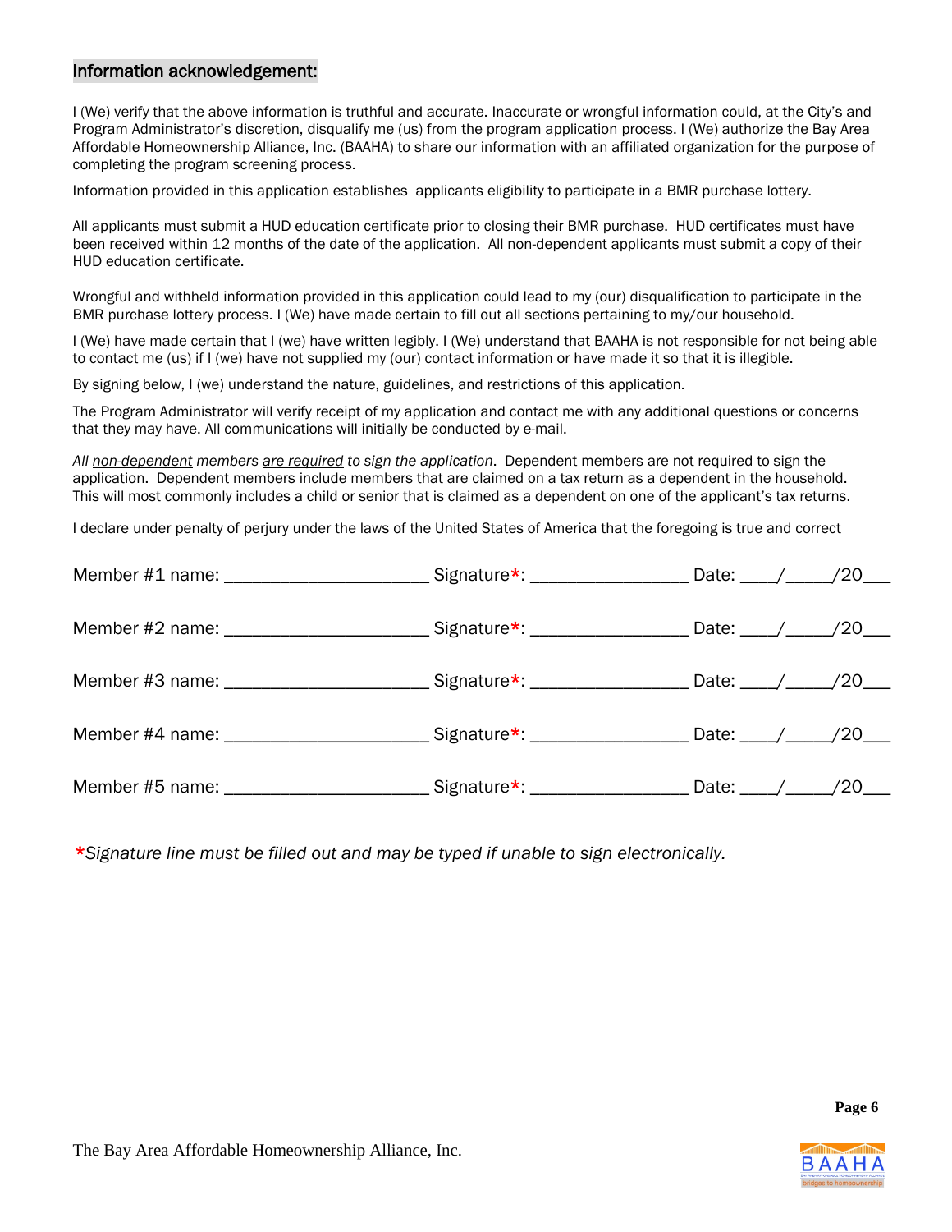## Information acknowledgement:

I (We) verify that the above information is truthful and accurate. Inaccurate or wrongful information could, at the City's and Program Administrator's discretion, disqualify me (us) from the program application process. I (We) authorize the Bay Area Affordable Homeownership Alliance, Inc. (BAAHA) to share our information with an affiliated organization for the purpose of completing the program screening process.

Information provided in this application establishes applicants eligibility to participate in a BMR purchase lottery.

All applicants must submit a HUD education certificate prior to closing their BMR purchase. HUD certificates must have been received within 12 months of the date of the application. All non-dependent applicants must submit a copy of their HUD education certificate.

Wrongful and withheld information provided in this application could lead to my (our) disqualification to participate in the BMR purchase lottery process. I (We) have made certain to fill out all sections pertaining to my/our household.

I (We) have made certain that I (we) have written legibly. I (We) understand that BAAHA is not responsible for not being able to contact me (us) if I (we) have not supplied my (our) contact information or have made it so that it is illegible.

By signing below, I (we) understand the nature, guidelines, and restrictions of this application.

The Program Administrator will verify receipt of my application and contact me with any additional questions or concerns that they may have. All communications will initially be conducted by e-mail.

*All <u>non-dependent</u> members <u>are required</u> to sign the application*. Dependent members are not required to sign the application. Dependent members include members that are claimed on a tax return as a dependent in the household. This will most commonly includes a child or senior that is claimed as a dependent on one of the applicant's tax returns.

I declare under penalty of perjury under the laws of the United States of America that the foregoing is true and correct

Member #1 name: ______________________ Signature*: _________________ Date: ____/_____/20___

Member #2 name: ______________________ Signature*: _________________ Date: ____/_____/20___

Member #3 name: ______________________ Signature*: _________________ Date: ____/_____/20___

Member #4 name: ______________________ Signature*: _________________ Date: ____/_____/20___

Member #5 name: ______________________ Signature*: _________________ Date: ____/_____/20___

*\*Signature line must be filled out and may be typed if unable to sign electronically.*